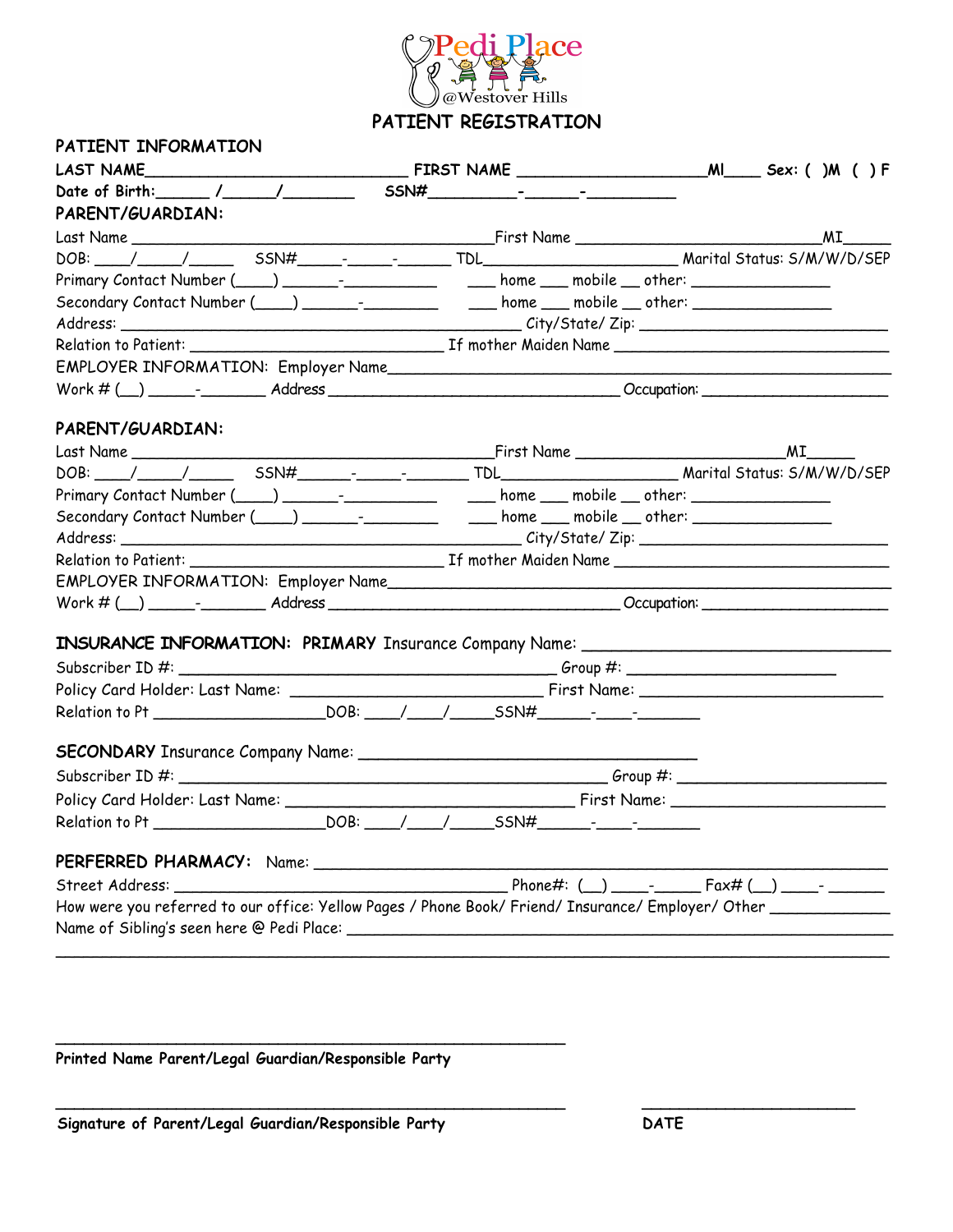Pedi Place
@Westover Hills

# PATIENT REGISTRATION

**PATIENT INFORMATION**

**LAST NAME**_____________________________ **FIRST NAME** ____________________**MI**____ **Sex: ( )M ( ) F**

**Date of Birth:**______ /______/________ **SSN#**__________-______-__________

**PARENT/GUARDIAN:**

Last Name ________________________________________First Name ________________________MI_____

DOB: ____/_____/_____ SSN#_____-_____-______ TDL______________________ Marital Status: S/M/W/D/SEP

Primary Contact Number (____) ______-__________ ___ home ___ mobile __ other: _______________

Secondary Contact Number (____) ______-________ ___ home ___ mobile __ other: _______________

Address: ____________________________________________ City/State/ Zip: ___________________________

Relation to Patient: ____________________________ If mother Maiden Name ______________________________

EMPLOYER INFORMATION: Employer Name________________________________________________________

Work # (__) _____-_______ Address ________________________________ Occupation: ____________________

**PARENT/GUARDIAN:**

Last Name ________________________________________First Name ______________________MI_____

DOB: ____/_____/_____ SSN#______-_____-_______ TDL____________________ Marital Status: S/M/W/D/SEP

Primary Contact Number (____) ______-__________ ___ home ___ mobile __ other: _______________

Secondary Contact Number (____) ______-________ ___ home ___ mobile __ other: _______________

Address: ____________________________________________ City/State/ Zip: ___________________________

Relation to Patient: ____________________________ If mother Maiden Name ______________________________

EMPLOYER INFORMATION: Employer Name________________________________________________________

Work # (__) _____-_______ Address ________________________________ Occupation: ____________________

**INSURANCE INFORMATION: PRIMARY** Insurance Company Name: _________________________________

Subscriber ID #: __________________________________________ Group #: ______________________

Policy Card Holder: Last Name: ____________________________ First Name: _________________________

Relation to Pt ___________________DOB: ____/____/_____SSN#______-____-_______

**SECONDARY** Insurance Company Name: ____________________________________

Subscriber ID #: _______________________________________________ Group #: ______________________

Policy Card Holder: Last Name: ________________________________ First Name: _______________________

Relation to Pt ___________________DOB: ____/____/_____SSN#______-____-_______

**PERFERRED PHARMACY:** Name: ___________________________________________________________

Street Address: _____________________________________ Phone#: (__) ____-_____ Fax# (__) ____- ______

How were you referred to our office: Yellow Pages / Phone Book/ Friend/ Insurance/ Employer/ Other ____________

Name of Sibling's seen here @ Pedi Place: ____________________________________________________________

_____________________________________________________________________________________________

_________________________________________________________

**Printed Name Parent/Legal Guardian/Responsible Party**

_________________________________________________________ ________________________

**Signature of Parent/Legal Guardian/Responsible Party** **DATE**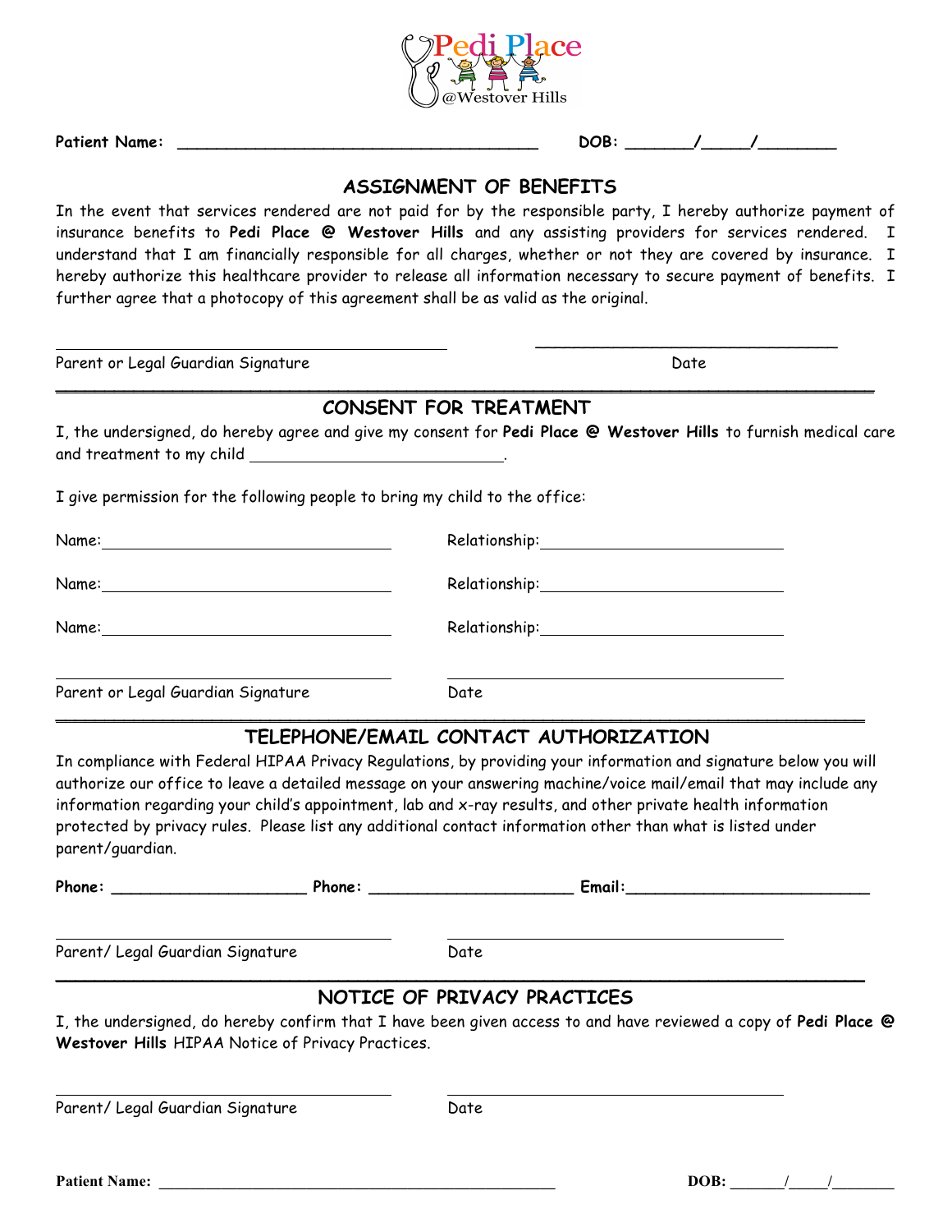**Patient Name:** ______________________________________ **DOB:** _______/_____/________

## ASSIGNMENT OF BENEFITS

In the event that services rendered are not paid for by the responsible party, I hereby authorize payment of insurance benefits to **Pedi Place @ Westover Hills** and any assisting providers for services rendered. I understand that I am financially responsible for all charges, whether or not they are covered by insurance. I hereby authorize this healthcare provider to release all information necessary to secure payment of benefits. I further agree that a photocopy of this agreement shall be as valid as the original.

_______________________________________ _______________________________

Parent or Legal Guardian Signature Date

## CONSENT FOR TREATMENT

I, the undersigned, do hereby agree and give my consent for **Pedi Place @ Westover Hills** to furnish medical care and treatment to my child ___________________________.

I give permission for the following people to bring my child to the office:

Name: ______________________________ Relationship: ___________________________

Name: ______________________________ Relationship: ___________________________

Name: ______________________________ Relationship: ___________________________

______________________________ ______________________________

Parent or Legal Guardian Signature Date

## TELEPHONE/EMAIL CONTACT AUTHORIZATION

In compliance with Federal HIPAA Privacy Regulations, by providing your information and signature below you will authorize our office to leave a detailed message on your answering machine/voice mail/email that may include any information regarding your child's appointment, lab and x-ray results, and other private health information protected by privacy rules. Please list any additional contact information other than what is listed under parent/guardian.

**Phone:** ____________________ **Phone:** _____________________ **Email:**_________________________

______________________________ ______________________________

Parent/ Legal Guardian Signature Date

## NOTICE OF PRIVACY PRACTICES

I, the undersigned, do hereby confirm that I have been given access to and have reviewed a copy of **Pedi Place @ Westover Hills** HIPAA Notice of Privacy Practices.

______________________________ ______________________________

Parent/ Legal Guardian Signature Date

**Patient Name:** ______________________________________________ **DOB:** ______/_____/________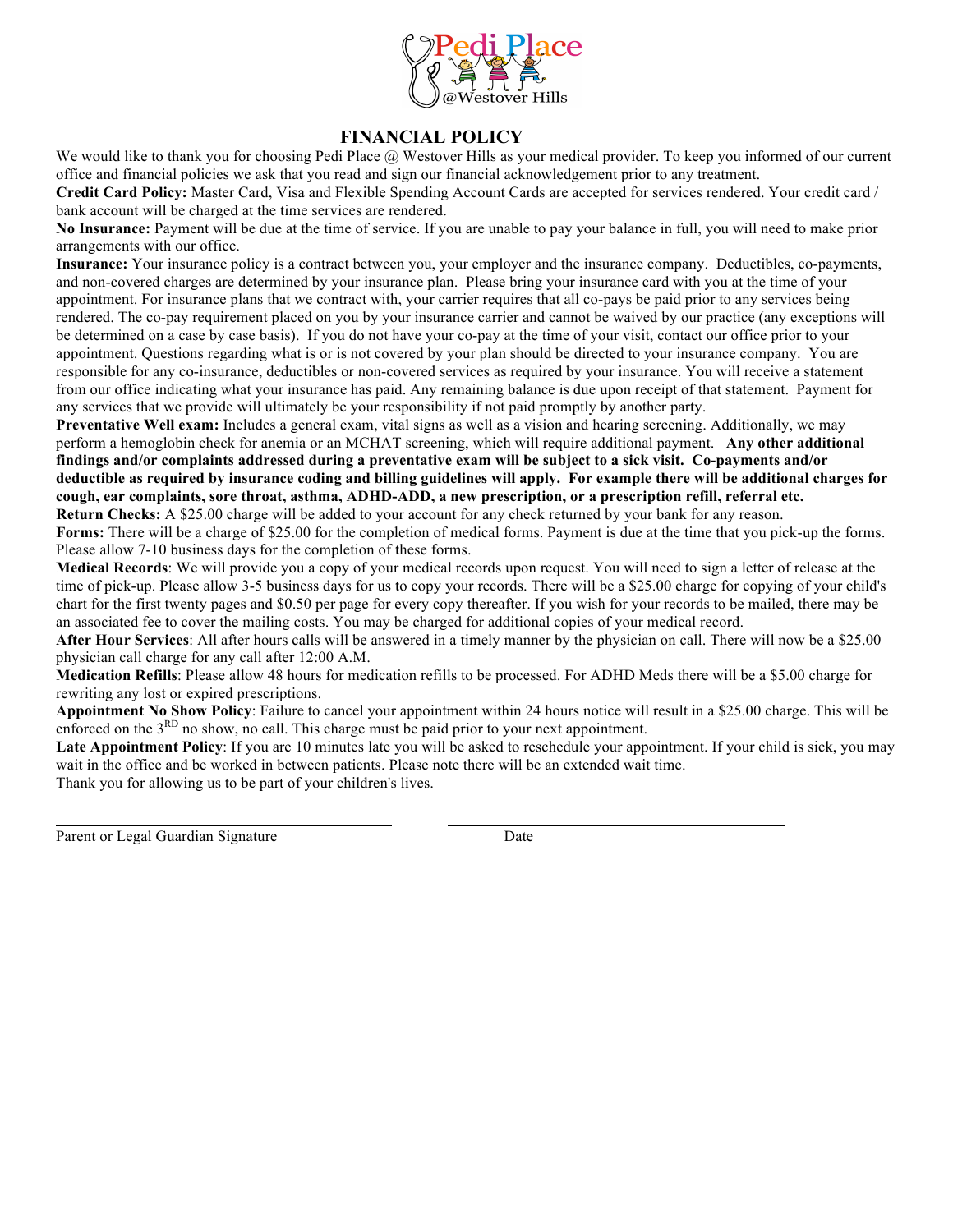Pedi Place @Westover Hills

# FINANCIAL POLICY

We would like to thank you for choosing Pedi Place @ Westover Hills as your medical provider. To keep you informed of our current office and financial policies we ask that you read and sign our financial acknowledgement prior to any treatment.

**Credit Card Policy:** Master Card, Visa and Flexible Spending Account Cards are accepted for services rendered. Your credit card / bank account will be charged at the time services are rendered.

**No Insurance:** Payment will be due at the time of service. If you are unable to pay your balance in full, you will need to make prior arrangements with our office.

**Insurance:** Your insurance policy is a contract between you, your employer and the insurance company. Deductibles, co-payments, and non-covered charges are determined by your insurance plan. Please bring your insurance card with you at the time of your appointment. For insurance plans that we contract with, your carrier requires that all co-pays be paid prior to any services being rendered. The co-pay requirement placed on you by your insurance carrier and cannot be waived by our practice (any exceptions will be determined on a case by case basis). If you do not have your co-pay at the time of your visit, contact our office prior to your appointment. Questions regarding what is or is not covered by your plan should be directed to your insurance company. You are responsible for any co-insurance, deductibles or non-covered services as required by your insurance. You will receive a statement from our office indicating what your insurance has paid. Any remaining balance is due upon receipt of that statement. Payment for any services that we provide will ultimately be your responsibility if not paid promptly by another party.

**Preventative Well exam:** Includes a general exam, vital signs as well as a vision and hearing screening. Additionally, we may perform a hemoglobin check for anemia or an MCHAT screening, which will require additional payment. **Any other additional findings and/or complaints addressed during a preventative exam will be subject to a sick visit. Co-payments and/or deductible as required by insurance coding and billing guidelines will apply. For example there will be additional charges for cough, ear complaints, sore throat, asthma, ADHD-ADD, a new prescription, or a prescription refill, referral etc.**

**Return Checks:** A $25.00 charge will be added to your account for any check returned by your bank for any reason.

**Forms:** There will be a charge of $25.00 for the completion of medical forms. Payment is due at the time that you pick-up the forms. Please allow 7-10 business days for the completion of these forms.

**Medical Records**: We will provide you a copy of your medical records upon request. You will need to sign a letter of release at the time of pick-up. Please allow 3-5 business days for us to copy your records. There will be a $25.00 charge for copying of your child's chart for the first twenty pages and $0.50 per page for every copy thereafter. If you wish for your records to be mailed, there may be an associated fee to cover the mailing costs. You may be charged for additional copies of your medical record.

**After Hour Services**: All after hours calls will be answered in a timely manner by the physician on call. There will now be a $25.00 physician call charge for any call after 12:00 A.M.

**Medication Refills**: Please allow 48 hours for medication refills to be processed. For ADHD Meds there will be a $5.00 charge for rewriting any lost or expired prescriptions.

**Appointment No Show Policy**: Failure to cancel your appointment within 24 hours notice will result in a $25.00 charge. This will be enforced on the 3RD no show, no call. This charge must be paid prior to your next appointment.

**Late Appointment Policy**: If you are 10 minutes late you will be asked to reschedule your appointment. If your child is sick, you may wait in the office and be worked in between patients. Please note there will be an extended wait time.

Thank you for allowing us to be part of your children's lives.

_______________________________ _______________________________

Parent or Legal Guardian Signature Date